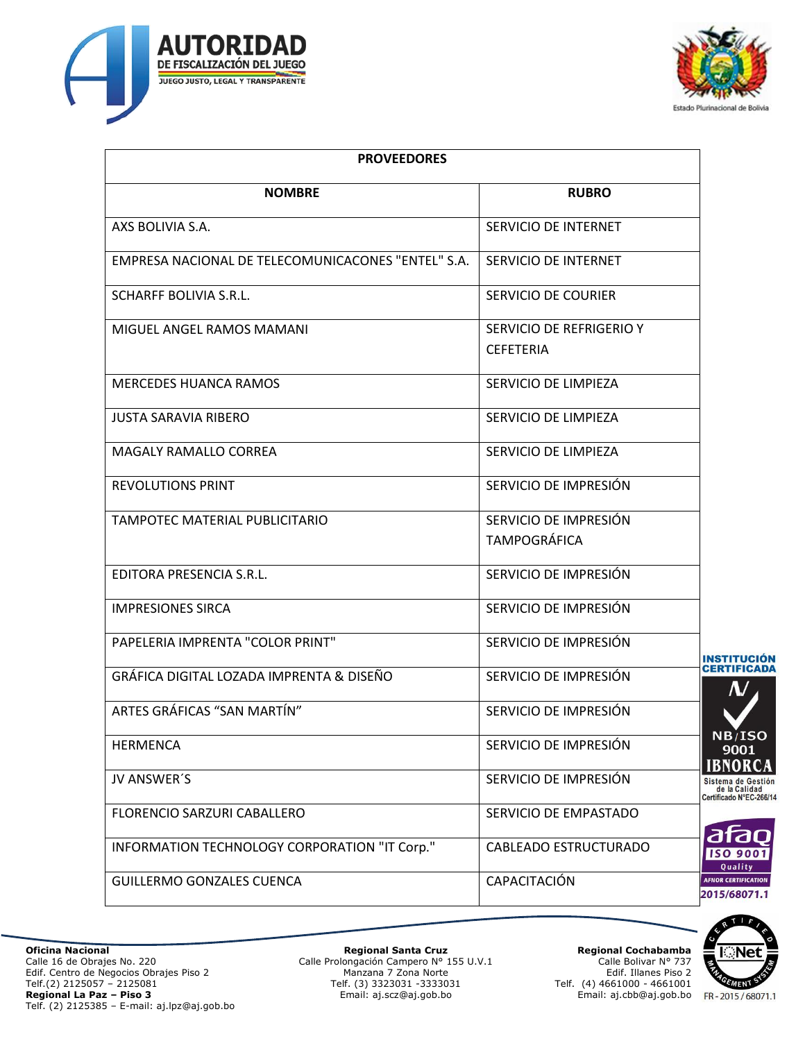| PROVEEDORES | |
|---|---|
| **NOMBRE** | **RUBRO** |
| AXS BOLIVIA S.A. | SERVICIO DE INTERNET |
| EMPRESA NACIONAL DE TELECOMUNICACONES "ENTEL" S.A. | SERVICIO DE INTERNET |
| SCHARFF BOLIVIA S.R.L. | SERVICIO DE COURIER |
| MIGUEL ANGEL RAMOS MAMANI | SERVICIO DE REFRIGERIO Y CEFETERIA |
| MERCEDES HUANCA RAMOS | SERVICIO DE LIMPIEZA |
| JUSTA SARAVIA RIBERO | SERVICIO DE LIMPIEZA |
| MAGALY RAMALLO CORREA | SERVICIO DE LIMPIEZA |
| REVOLUTIONS PRINT | SERVICIO DE IMPRESIÓN |
| TAMPOTEC MATERIAL PUBLICITARIO | SERVICIO DE IMPRESIÓN TAMPOGRÁFICA |
| EDITORA PRESENCIA S.R.L. | SERVICIO DE IMPRESIÓN |
| IMPRESIONES SIRCA | SERVICIO DE IMPRESIÓN |
| PAPELERIA IMPRENTA "COLOR PRINT" | SERVICIO DE IMPRESIÓN |
| GRÁFICA DIGITAL LOZADA IMPRENTA & DISEÑO | SERVICIO DE IMPRESIÓN |
| ARTES GRÁFICAS “SAN MARTÍN” | SERVICIO DE IMPRESIÓN |
| HERMENCA | SERVICIO DE IMPRESIÓN |
| JV ANSWER´S | SERVICIO DE IMPRESIÓN |
| FLORENCIO SARZURI CABALLERO | SERVICIO DE EMPASTADO |
| INFORMATION TECHNOLOGY CORPORATION "IT Corp." | CABLEADO ESTRUCTURADO |
| GUILLERMO GONZALES CUENCA | CAPACITACIÓN |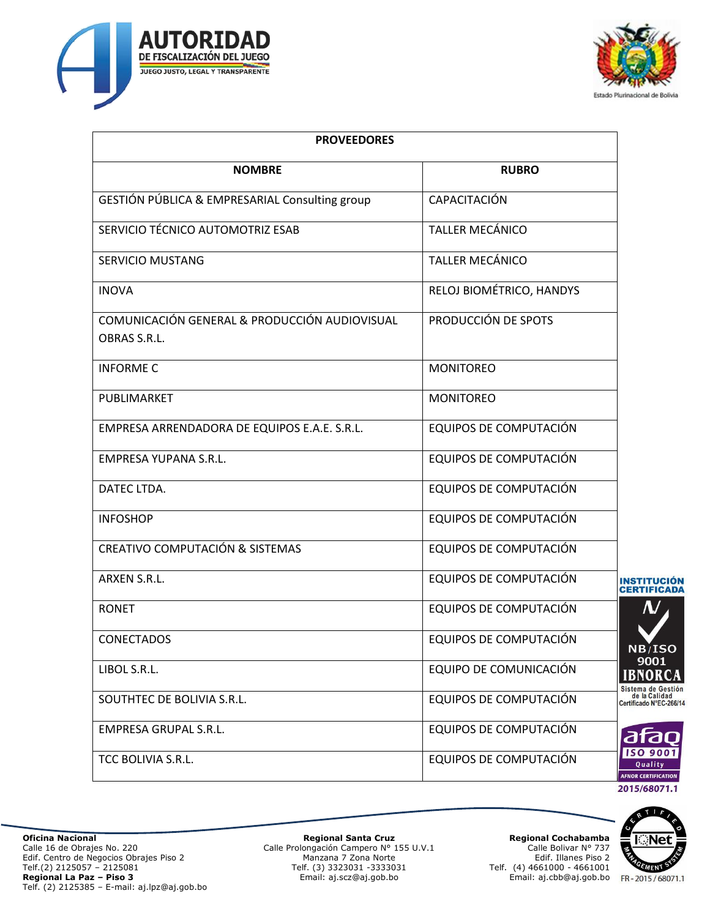| PROVEEDORES | |
|---|---|
| **NOMBRE** | **RUBRO** |
| GESTIÓN PÚBLICA & EMPRESARIAL Consulting group | CAPACITACIÓN |
| SERVICIO TÉCNICO AUTOMOTRIZ ESAB | TALLER MECÁNICO |
| SERVICIO MUSTANG | TALLER MECÁNICO |
| INOVA | RELOJ BIOMÉTRICO, HANDYS |
| COMUNICACIÓN GENERAL & PRODUCCIÓN AUDIOVISUAL OBRAS S.R.L. | PRODUCCIÓN DE SPOTS |
| INFORME C | MONITOREO |
| PUBLIMARKET | MONITOREO |
| EMPRESA ARRENDADORA DE EQUIPOS E.A.E. S.R.L. | EQUIPOS DE COMPUTACIÓN |
| EMPRESA YUPANA S.R.L. | EQUIPOS DE COMPUTACIÓN |
| DATEC LTDA. | EQUIPOS DE COMPUTACIÓN |
| INFOSHOP | EQUIPOS DE COMPUTACIÓN |
| CREATIVO COMPUTACIÓN & SISTEMAS | EQUIPOS DE COMPUTACIÓN |
| ARXEN S.R.L. | EQUIPOS DE COMPUTACIÓN |
| RONET | EQUIPOS DE COMPUTACIÓN |
| CONECTADOS | EQUIPOS DE COMPUTACIÓN |
| LIBOL S.R.L. | EQUIPO DE COMUNICACIÓN |
| SOUTHTEC DE BOLIVIA S.R.L. | EQUIPOS DE COMPUTACIÓN |
| EMPRESA GRUPAL S.R.L. | EQUIPOS DE COMPUTACIÓN |
| TCC BOLIVIA S.R.L. | EQUIPOS DE COMPUTACIÓN |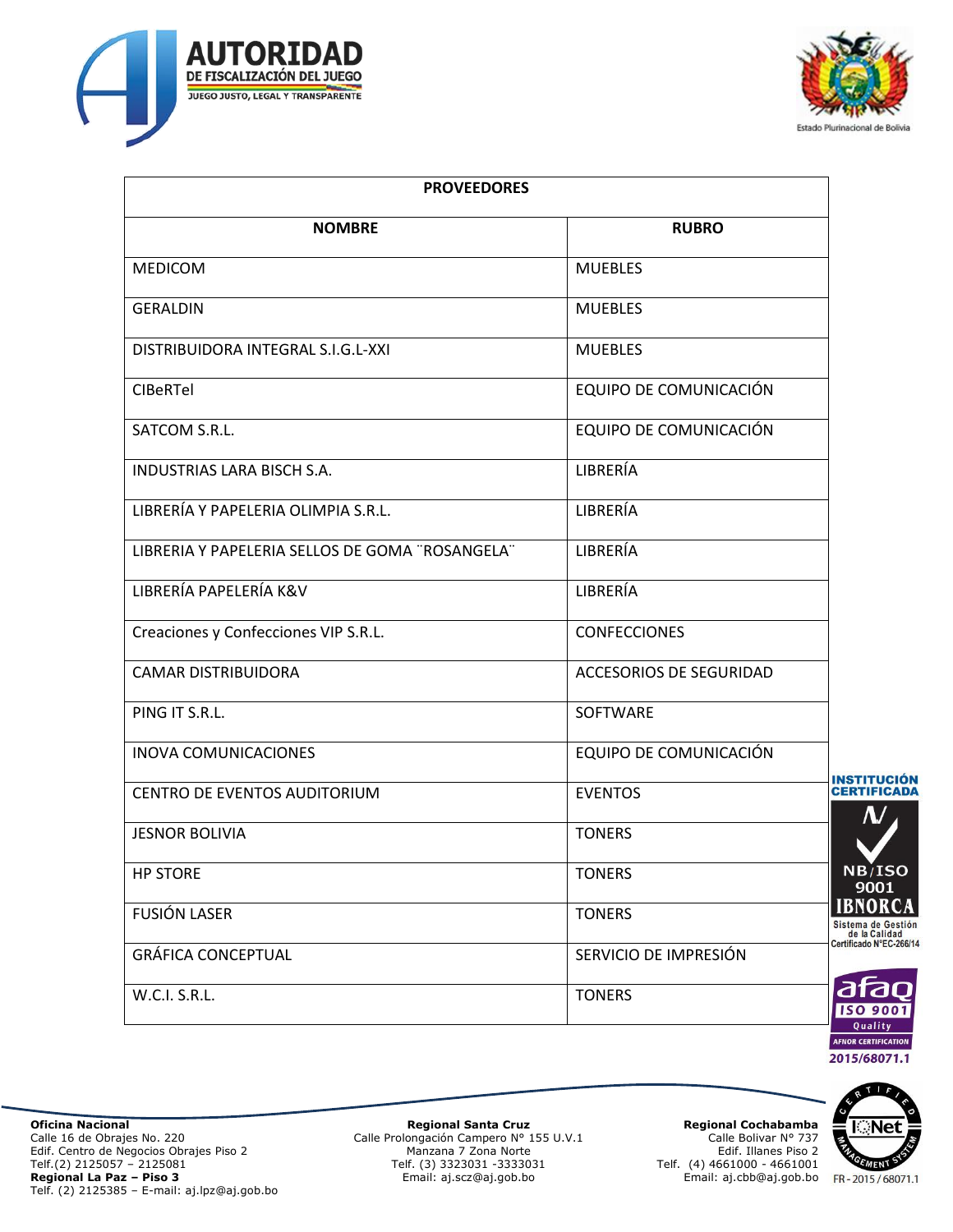| PROVEEDORES | |
|---|---|
| **NOMBRE** | **RUBRO** |
| MEDICOM | MUEBLES |
| GERALDIN | MUEBLES |
| DISTRIBUIDORA INTEGRAL S.I.G.L-XXI | MUEBLES |
| CIBeRTel | EQUIPO DE COMUNICACIÓN |
| SATCOM S.R.L. | EQUIPO DE COMUNICACIÓN |
| INDUSTRIAS LARA BISCH S.A. | LIBRERÍA |
| LIBRERÍA Y PAPELERIA OLIMPIA S.R.L. | LIBRERÍA |
| LIBRERIA Y PAPELERIA SELLOS DE GOMA ¨ROSANGELA¨ | LIBRERÍA |
| LIBRERÍA PAPELERÍA K&V | LIBRERÍA |
| Creaciones y Confecciones VIP S.R.L. | CONFECCIONES |
| CAMAR DISTRIBUIDORA | ACCESORIOS DE SEGURIDAD |
| PING IT S.R.L. | SOFTWARE |
| INOVA COMUNICACIONES | EQUIPO DE COMUNICACIÓN |
| CENTRO DE EVENTOS AUDITORIUM | EVENTOS |
| JESNOR BOLIVIA | TONERS |
| HP STORE | TONERS |
| FUSIÓN LASER | TONERS |
| GRÁFICA CONCEPTUAL | SERVICIO DE IMPRESIÓN |
| W.C.I. S.R.L. | TONERS |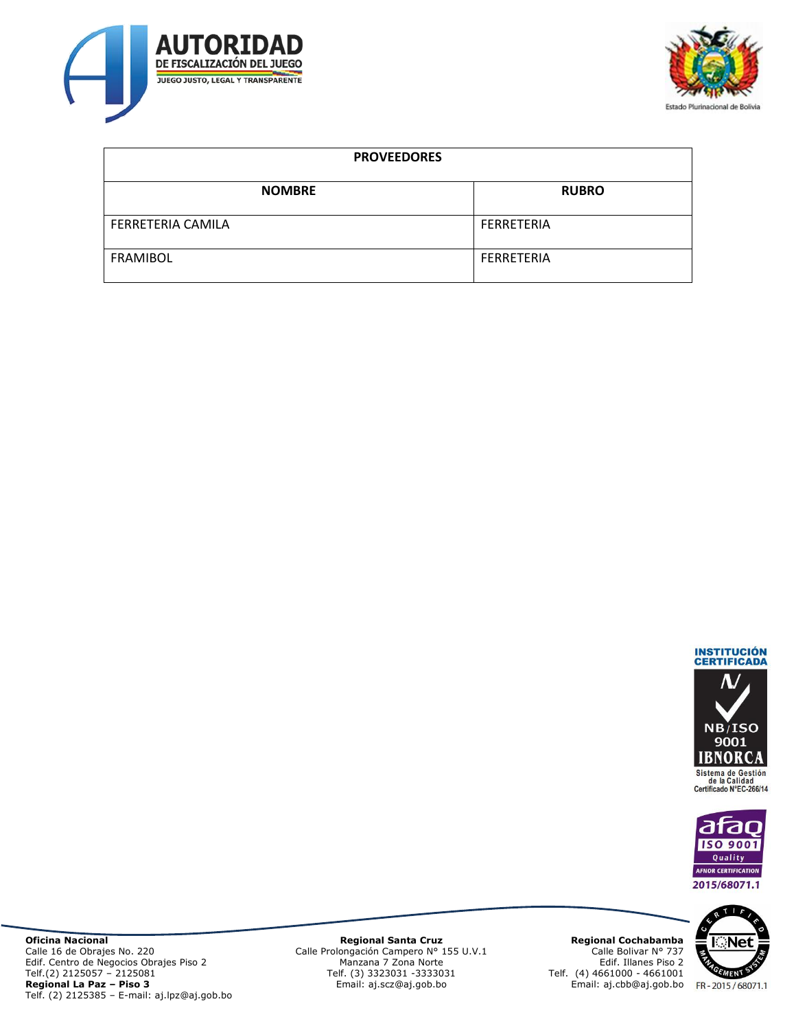| PROVEEDORES | |
|---|---|
| **NOMBRE** | **RUBRO** |
| FERRETERIA CAMILA | FERRETERIA |
| FRAMIBOL | FERRETERIA |